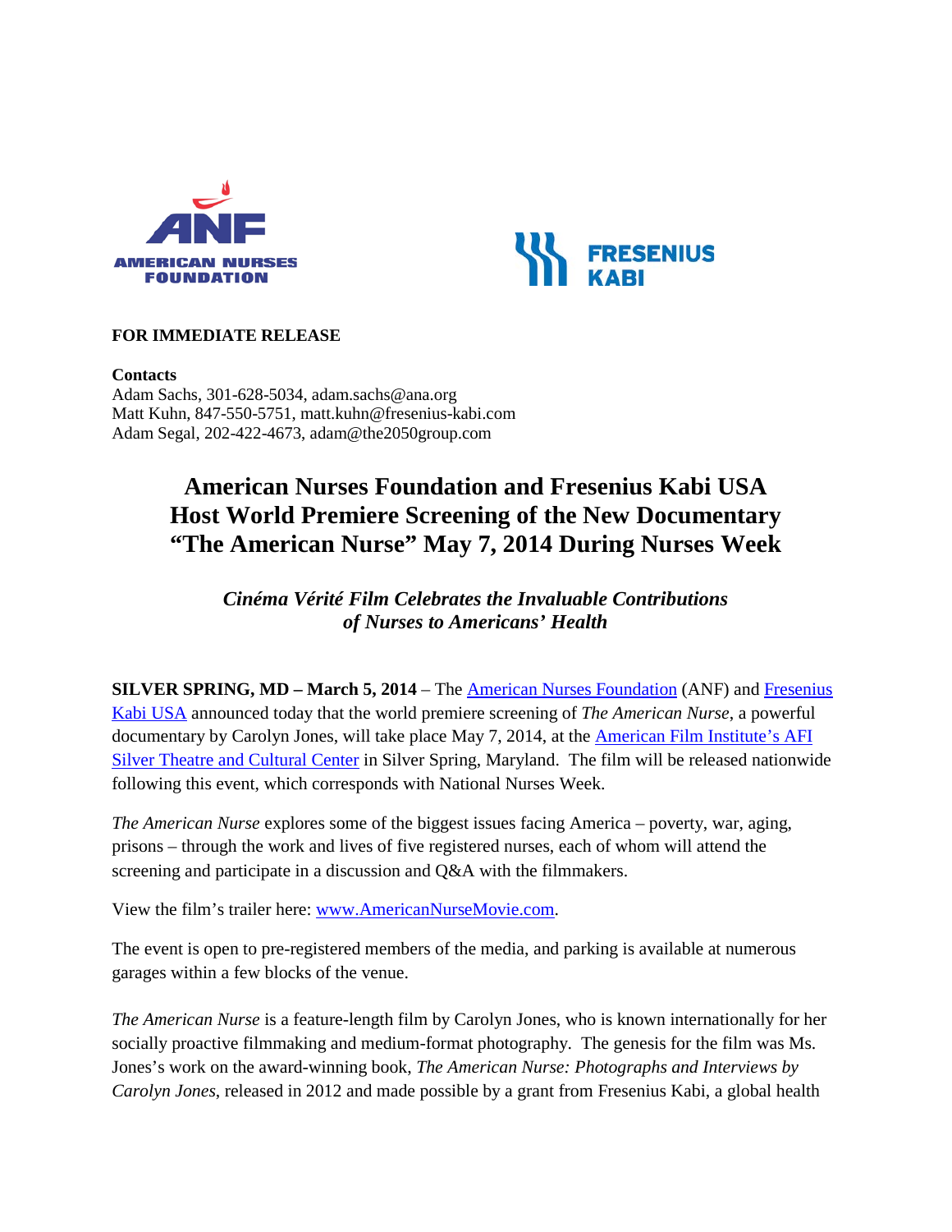**FOR IMMEDIATE RELEASE**

**Contacts**
Adam Sachs, 301-628-5034, adam.sachs@ana.org
Matt Kuhn, 847-550-5751, matt.kuhn@fresenius-kabi.com
Adam Segal, 202-422-4673, adam@the2050group.com

# American Nurses Foundation and Fresenius Kabi USA Host World Premiere Screening of the New Documentary "The American Nurse" May 7, 2014 During Nurses Week

***Cinéma Vérité Film Celebrates the Invaluable Contributions of Nurses to Americans' Health***

**SILVER SPRING, MD – March 5, 2014** – The American Nurses Foundation (ANF) and Fresenius Kabi USA announced today that the world premiere screening of *The American Nurse*, a powerful documentary by Carolyn Jones, will take place May 7, 2014, at the American Film Institute's AFI Silver Theatre and Cultural Center in Silver Spring, Maryland. The film will be released nationwide following this event, which corresponds with National Nurses Week.

*The American Nurse* explores some of the biggest issues facing America – poverty, war, aging, prisons – through the work and lives of five registered nurses, each of whom will attend the screening and participate in a discussion and Q&A with the filmmakers.

View the film's trailer here: www.AmericanNurseMovie.com.

The event is open to pre-registered members of the media, and parking is available at numerous garages within a few blocks of the venue.

*The American Nurse* is a feature-length film by Carolyn Jones, who is known internationally for her socially proactive filmmaking and medium-format photography. The genesis for the film was Ms. Jones's work on the award-winning book, *The American Nurse: Photographs and Interviews by Carolyn Jones*, released in 2012 and made possible by a grant from Fresenius Kabi, a global health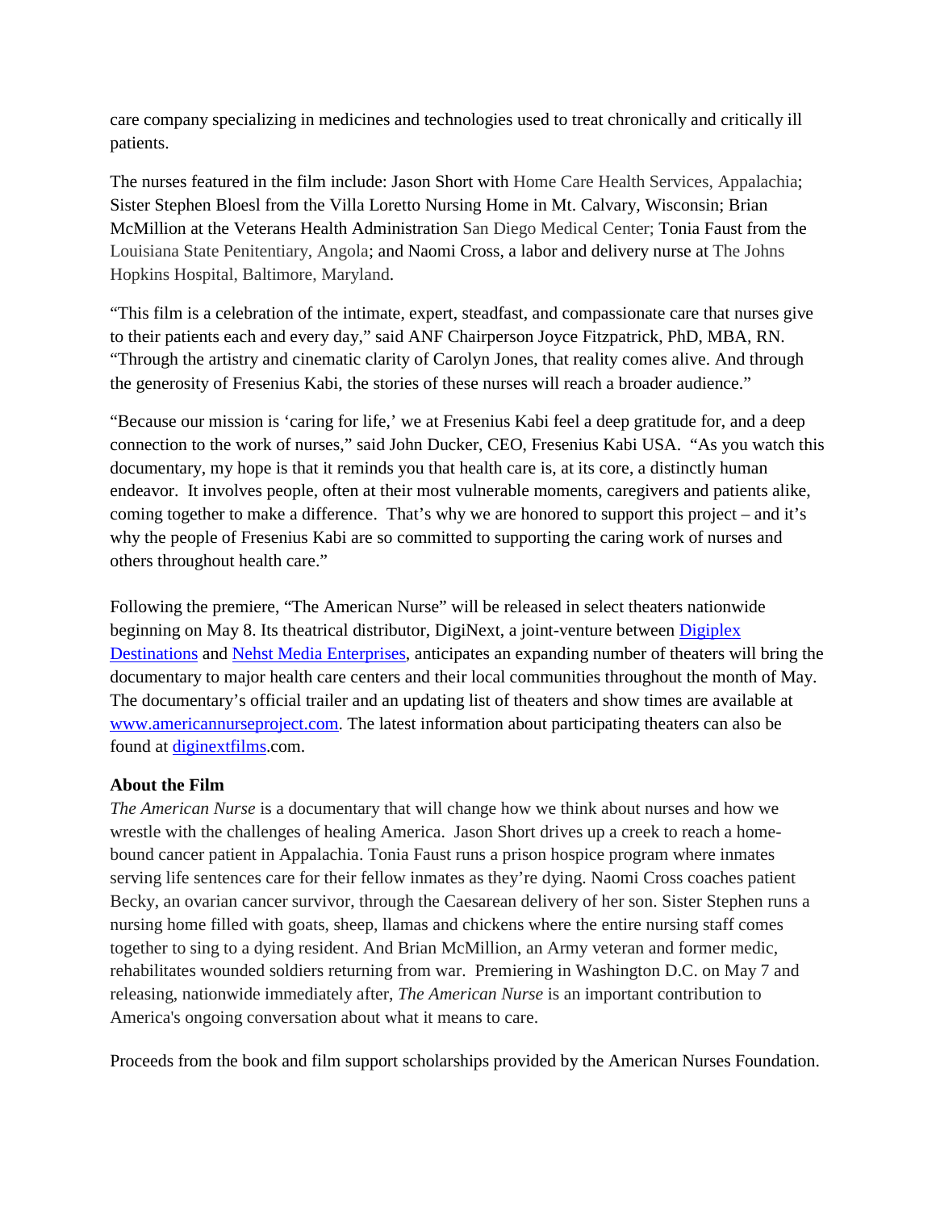care company specializing in medicines and technologies used to treat chronically and critically ill patients.

The nurses featured in the film include: Jason Short with Home Care Health Services, Appalachia; Sister Stephen Bloesl from the Villa Loretto Nursing Home in Mt. Calvary, Wisconsin; Brian McMillion at the Veterans Health Administration San Diego Medical Center; Tonia Faust from the Louisiana State Penitentiary, Angola; and Naomi Cross, a labor and delivery nurse at The Johns Hopkins Hospital, Baltimore, Maryland.

"This film is a celebration of the intimate, expert, steadfast, and compassionate care that nurses give to their patients each and every day," said ANF Chairperson Joyce Fitzpatrick, PhD, MBA, RN. "Through the artistry and cinematic clarity of Carolyn Jones, that reality comes alive. And through the generosity of Fresenius Kabi, the stories of these nurses will reach a broader audience."

"Because our mission is 'caring for life,' we at Fresenius Kabi feel a deep gratitude for, and a deep connection to the work of nurses," said John Ducker, CEO, Fresenius Kabi USA. "As you watch this documentary, my hope is that it reminds you that health care is, at its core, a distinctly human endeavor. It involves people, often at their most vulnerable moments, caregivers and patients alike, coming together to make a difference. That's why we are honored to support this project – and it's why the people of Fresenius Kabi are so committed to supporting the caring work of nurses and others throughout health care."

Following the premiere, "The American Nurse" will be released in select theaters nationwide beginning on May 8. Its theatrical distributor, DigiNext, a joint-venture between Digiplex Destinations and Nehst Media Enterprises, anticipates an expanding number of theaters will bring the documentary to major health care centers and their local communities throughout the month of May. The documentary's official trailer and an updating list of theaters and show times are available at www.americannurseproject.com. The latest information about participating theaters can also be found at diginextfilms.com.

**About the Film**
*The American Nurse* is a documentary that will change how we think about nurses and how we wrestle with the challenges of healing America. Jason Short drives up a creek to reach a home-bound cancer patient in Appalachia. Tonia Faust runs a prison hospice program where inmates serving life sentences care for their fellow inmates as they're dying. Naomi Cross coaches patient Becky, an ovarian cancer survivor, through the Caesarean delivery of her son. Sister Stephen runs a nursing home filled with goats, sheep, llamas and chickens where the entire nursing staff comes together to sing to a dying resident. And Brian McMillion, an Army veteran and former medic, rehabilitates wounded soldiers returning from war. Premiering in Washington D.C. on May 7 and releasing, nationwide immediately after, *The American Nurse* is an important contribution to America's ongoing conversation about what it means to care.

Proceeds from the book and film support scholarships provided by the American Nurses Foundation.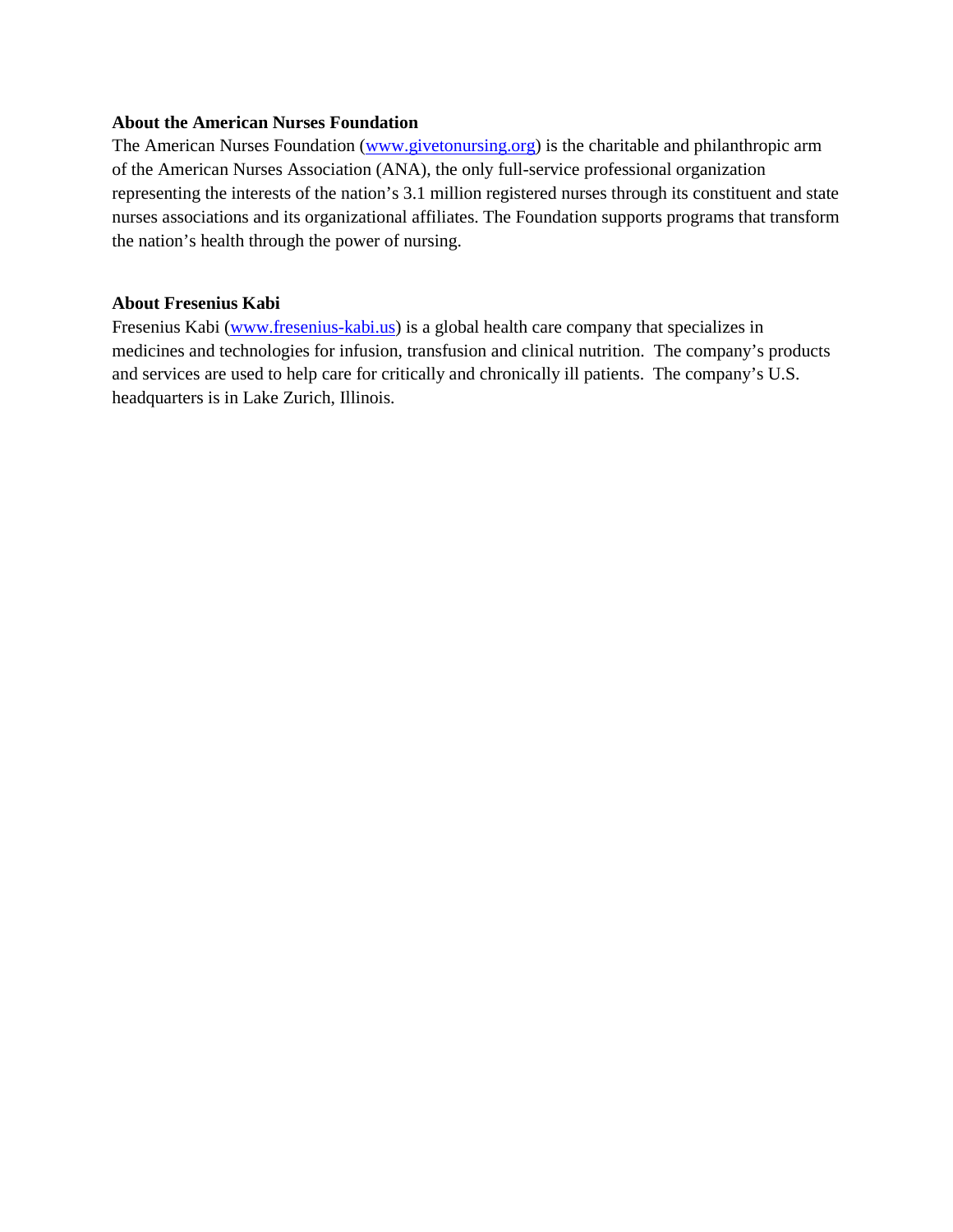**About the American Nurses Foundation**
The American Nurses Foundation (www.givetonursing.org) is the charitable and philanthropic arm of the American Nurses Association (ANA), the only full-service professional organization representing the interests of the nation's 3.1 million registered nurses through its constituent and state nurses associations and its organizational affiliates. The Foundation supports programs that transform the nation's health through the power of nursing.

**About Fresenius Kabi**
Fresenius Kabi (www.fresenius-kabi.us) is a global health care company that specializes in medicines and technologies for infusion, transfusion and clinical nutrition. The company's products and services are used to help care for critically and chronically ill patients. The company's U.S. headquarters is in Lake Zurich, Illinois.